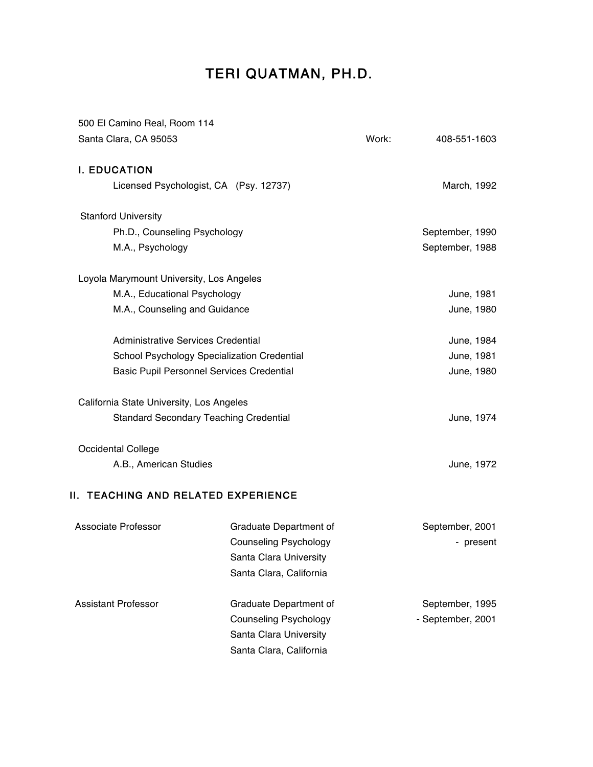# TERI QUATMAN, PH.D.

500 El Camino Real, Room 114
Santa Clara, CA 95053 — Work: 408-551-1603

## I. EDUCATION

Licensed Psychologist, CA (Psy. 12737) — March, 1992

**Stanford University**

- Ph.D., Counseling Psychology — September, 1990
- M.A., Psychology — September, 1988

**Loyola Marymount University, Los Angeles**

- M.A., Educational Psychology — June, 1981
- M.A., Counseling and Guidance — June, 1980
- Administrative Services Credential — June, 1984
- School Psychology Specialization Credential — June, 1981
- Basic Pupil Personnel Services Credential — June, 1980

**California State University, Los Angeles**

- Standard Secondary Teaching Credential — June, 1974

**Occidental College**

- A.B., American Studies — June, 1972

## II. TEACHING AND RELATED EXPERIENCE

| Position | Institution | Dates |
|---|---|---|
| Associate Professor | Graduate Department of Counseling Psychology, Santa Clara University, Santa Clara, California | September, 2001 - present |
| Assistant Professor | Graduate Department of Counseling Psychology, Santa Clara University, Santa Clara, California | September, 1995 - September, 2001 |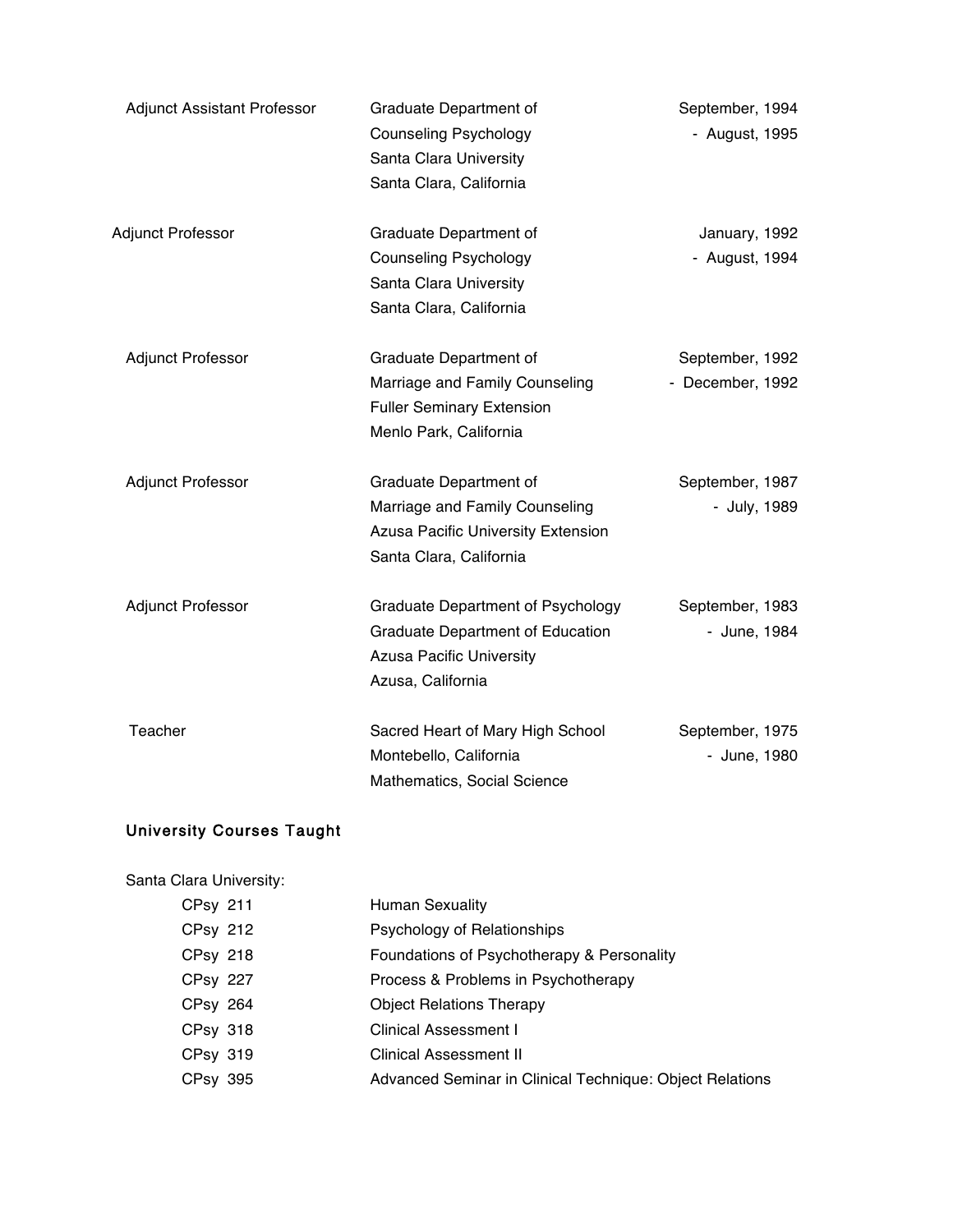| Position | Institution | Dates |
|---|---|---|
| Adjunct Assistant Professor | Graduate Department of Counseling Psychology<br>Santa Clara University<br>Santa Clara, California | September, 1994 - August, 1995 |
| Adjunct Professor | Graduate Department of Counseling Psychology<br>Santa Clara University<br>Santa Clara, California | January, 1992 - August, 1994 |
| Adjunct Professor | Graduate Department of Marriage and Family Counseling<br>Fuller Seminary Extension<br>Menlo Park, California | September, 1992 - December, 1992 |
| Adjunct Professor | Graduate Department of Marriage and Family Counseling<br>Azusa Pacific University Extension<br>Santa Clara, California | September, 1987 - July, 1989 |
| Adjunct Professor | Graduate Department of Psychology<br>Graduate Department of Education<br>Azusa Pacific University<br>Azusa, California | September, 1983 - June, 1984 |
| Teacher | Sacred Heart of Mary High School<br>Montebello, California<br>Mathematics, Social Science | September, 1975 - June, 1980 |

## University Courses Taught

Santa Clara University:

| Course | Title |
|---|---|
| CPsy 211 | Human Sexuality |
| CPsy 212 | Psychology of Relationships |
| CPsy 218 | Foundations of Psychotherapy & Personality |
| CPsy 227 | Process & Problems in Psychotherapy |
| CPsy 264 | Object Relations Therapy |
| CPsy 318 | Clinical Assessment I |
| CPsy 319 | Clinical Assessment II |
| CPsy 395 | Advanced Seminar in Clinical Technique: Object Relations |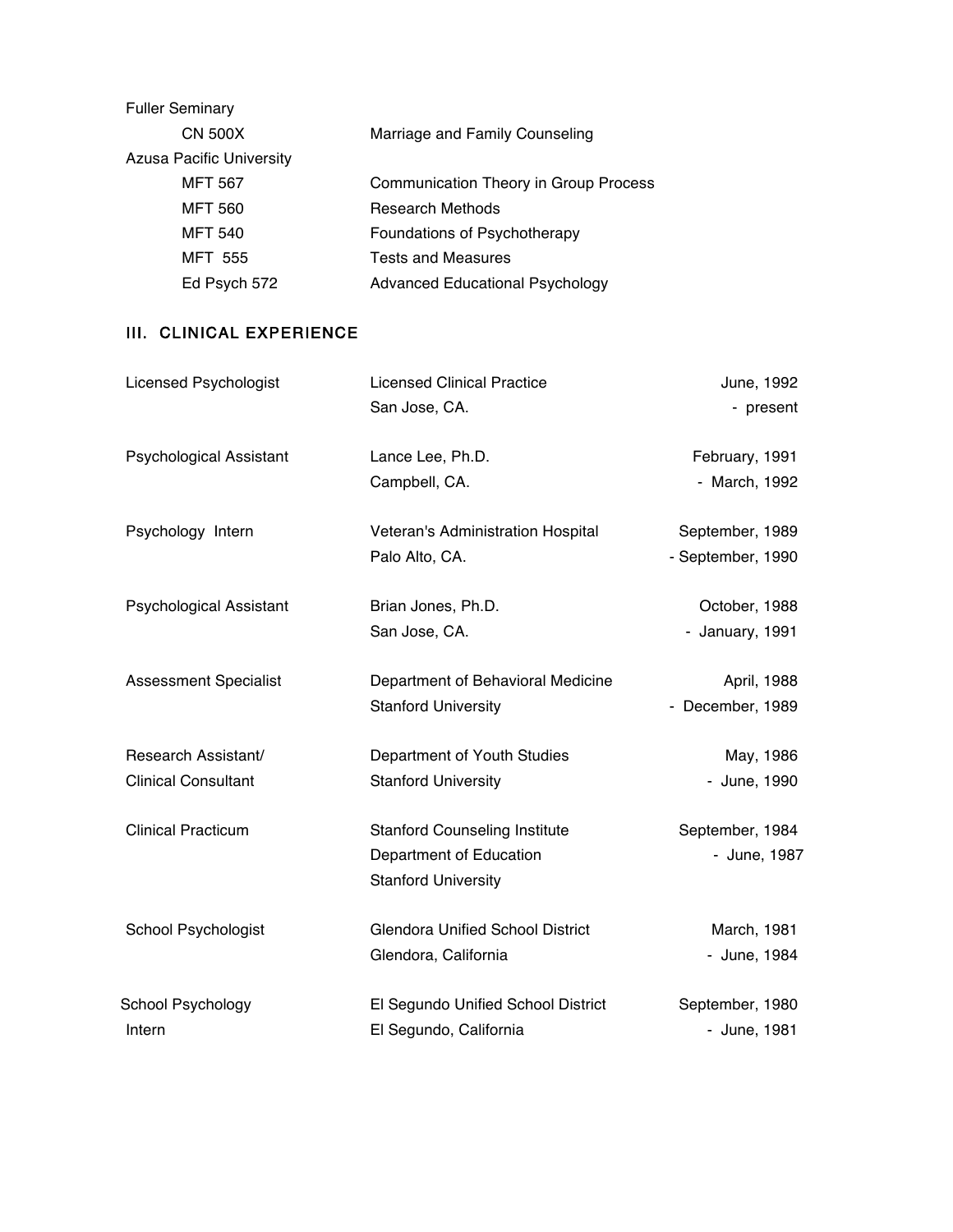Fuller Seminary

| | |
|---|---|
| CN 500X | Marriage and Family Counseling |

Azusa Pacific University

| | |
|---|---|
| MFT 567 | Communication Theory in Group Process |
| MFT 560 | Research Methods |
| MFT 540 | Foundations of Psychotherapy |
| MFT 555 | Tests and Measures |
| Ed Psych 572 | Advanced Educational Psychology |

## III. CLINICAL EXPERIENCE

| | | |
|---|---|---|
| Licensed Psychologist | Licensed Clinical Practice<br>San Jose, CA. | June, 1992<br>- present |
| Psychological Assistant | Lance Lee, Ph.D.<br>Campbell, CA. | February, 1991<br>- March, 1992 |
| Psychology Intern | Veteran's Administration Hospital<br>Palo Alto, CA. | September, 1989<br>- September, 1990 |
| Psychological Assistant | Brian Jones, Ph.D.<br>San Jose, CA. | October, 1988<br>- January, 1991 |
| Assessment Specialist | Department of Behavioral Medicine<br>Stanford University | April, 1988<br>- December, 1989 |
| Research Assistant/<br>Clinical Consultant | Department of Youth Studies<br>Stanford University | May, 1986<br>- June, 1990 |
| Clinical Practicum | Stanford Counseling Institute<br>Department of Education<br>Stanford University | September, 1984<br>- June, 1987 |
| School Psychologist | Glendora Unified School District<br>Glendora, California | March, 1981<br>- June, 1984 |
| School Psychology<br>Intern | El Segundo Unified School District<br>El Segundo, California | September, 1980<br>- June, 1981 |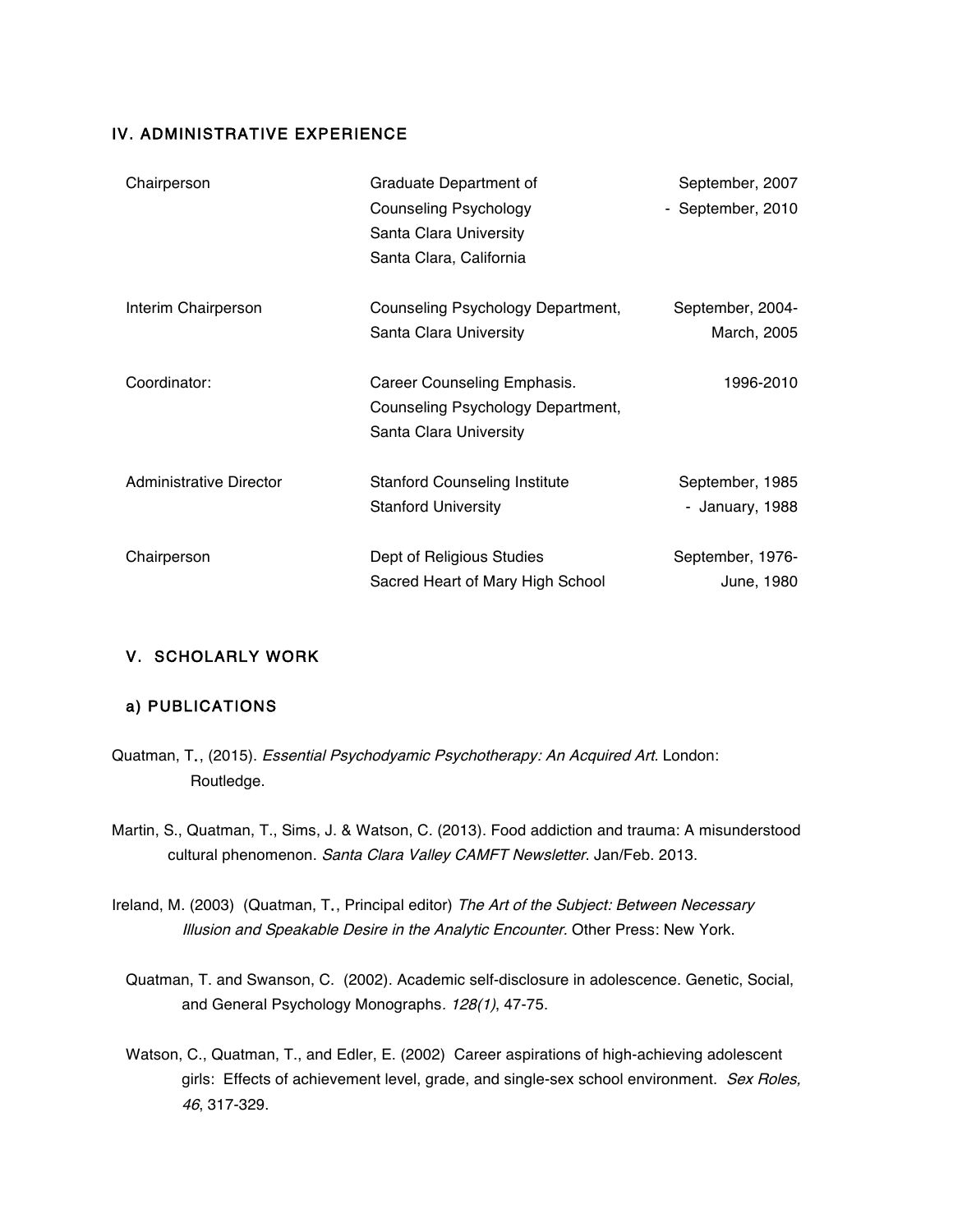## IV. ADMINISTRATIVE EXPERIENCE

| | | |
|---|---|---|
| Chairperson | Graduate Department of Counseling Psychology Santa Clara University Santa Clara, California | September, 2007 - September, 2010 |
| Interim Chairperson | Counseling Psychology Department, Santa Clara University | September, 2004- March, 2005 |
| Coordinator: | Career Counseling Emphasis. Counseling Psychology Department, Santa Clara University | 1996-2010 |
| Administrative Director | Stanford Counseling Institute Stanford University | September, 1985 - January, 1988 |
| Chairperson | Dept of Religious Studies Sacred Heart of Mary High School | September, 1976- June, 1980 |

## V. SCHOLARLY WORK

### a) PUBLICATIONS

Quatman, T., (2015). *Essential Psychodyamic Psychotherapy: An Acquired Art*. London: Routledge.

Martin, S., Quatman, T., Sims, J. & Watson, C. (2013). Food addiction and trauma: A misunderstood cultural phenomenon. *Santa Clara Valley CAMFT Newsletter*. Jan/Feb. 2013.

Ireland, M. (2003) (Quatman, T., Principal editor) *The Art of the Subject: Between Necessary Illusion and Speakable Desire in the Analytic Encounter*. Other Press: New York.

Quatman, T. and Swanson, C. (2002). Academic self-disclosure in adolescence. Genetic, Social, and General Psychology Monographs. *128(1)*, 47-75.

Watson, C., Quatman, T., and Edler, E. (2002) Career aspirations of high-achieving adolescent girls: Effects of achievement level, grade, and single-sex school environment. *Sex Roles, 46*, 317-329.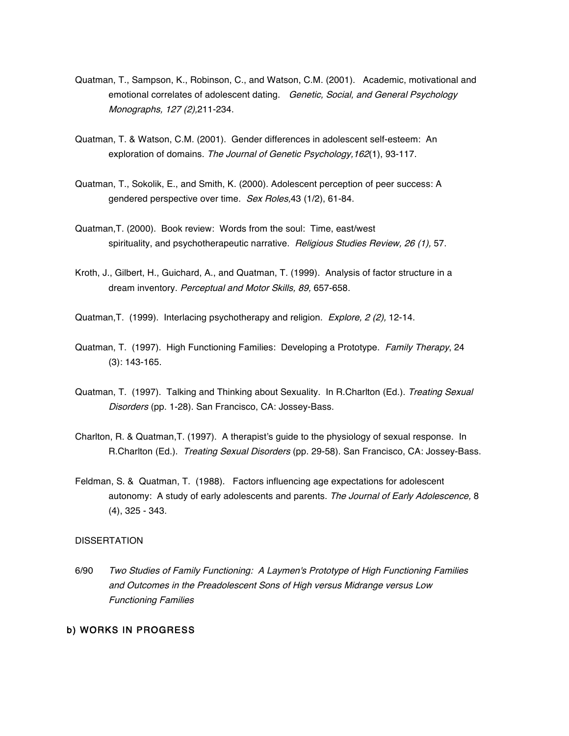Quatman, T., Sampson, K., Robinson, C., and Watson, C.M. (2001). Academic, motivational and emotional correlates of adolescent dating. *Genetic, Social, and General Psychology Monographs, 127 (2),*211-234.

Quatman, T. & Watson, C.M. (2001). Gender differences in adolescent self-esteem: An exploration of domains. *The Journal of Genetic Psychology,162*(1), 93-117.

Quatman, T., Sokolik, E., and Smith, K. (2000). Adolescent perception of peer success: A gendered perspective over time. *Sex Roles,*43 (1/2), 61-84.

Quatman,T. (2000). Book review: Words from the soul: Time, east/west spirituality, and psychotherapeutic narrative. *Religious Studies Review, 26 (1),* 57.

Kroth, J., Gilbert, H., Guichard, A., and Quatman, T. (1999). Analysis of factor structure in a dream inventory. *Perceptual and Motor Skills, 89,* 657-658.

Quatman,T. (1999). Interlacing psychotherapy and religion. *Explore, 2 (2),* 12-14.

Quatman, T. (1997). High Functioning Families: Developing a Prototype. *Family Therapy*, 24 (3): 143-165.

Quatman, T. (1997). Talking and Thinking about Sexuality. In R.Charlton (Ed.). *Treating Sexual Disorders* (pp. 1-28). San Francisco, CA: Jossey-Bass.

Charlton, R. & Quatman,T. (1997). A therapist's guide to the physiology of sexual response. In R.Charlton (Ed.). *Treating Sexual Disorders* (pp. 29-58). San Francisco, CA: Jossey-Bass.

Feldman, S. & Quatman, T. (1988). Factors influencing age expectations for adolescent autonomy: A study of early adolescents and parents. *The Journal of Early Adolescence,* 8 (4), 325 - 343.

DISSERTATION

6/90 *Two Studies of Family Functioning: A Laymen's Prototype of High Functioning Families and Outcomes in the Preadolescent Sons of High versus Midrange versus Low Functioning Families*

## b) WORKS IN PROGRESS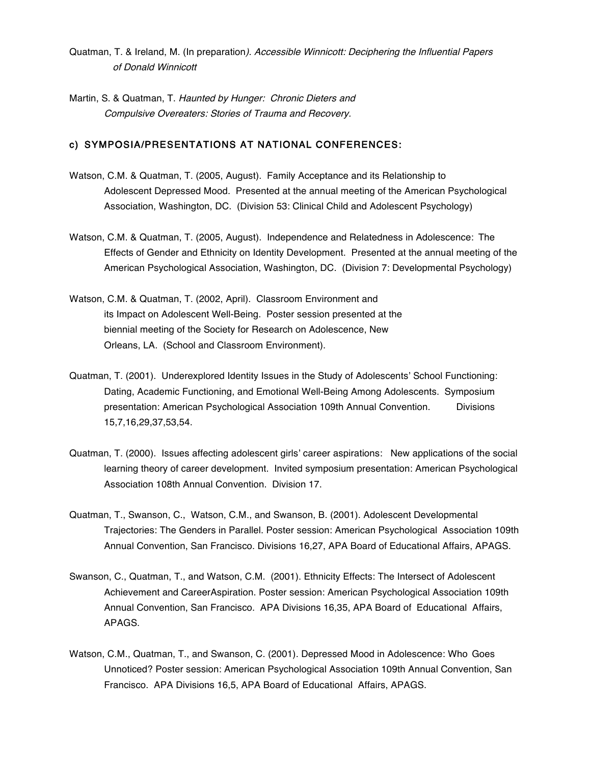Quatman, T. & Ireland, M. (In preparation*). Accessible Winnicott: Deciphering the Influential Papers of Donald Winnicott*

Martin, S. & Quatman, T. *Haunted by Hunger: Chronic Dieters and Compulsive Overeaters: Stories of Trauma and Recovery.*

### c) SYMPOSIA/PRESENTATIONS AT NATIONAL CONFERENCES:

Watson, C.M. & Quatman, T. (2005, August). Family Acceptance and its Relationship to Adolescent Depressed Mood. Presented at the annual meeting of the American Psychological Association, Washington, DC. (Division 53: Clinical Child and Adolescent Psychology)

Watson, C.M. & Quatman, T. (2005, August). Independence and Relatedness in Adolescence: The Effects of Gender and Ethnicity on Identity Development. Presented at the annual meeting of the American Psychological Association, Washington, DC. (Division 7: Developmental Psychology)

Watson, C.M. & Quatman, T. (2002, April). Classroom Environment and its Impact on Adolescent Well-Being. Poster session presented at the biennial meeting of the Society for Research on Adolescence, New Orleans, LA. (School and Classroom Environment).

Quatman, T. (2001). Underexplored Identity Issues in the Study of Adolescents' School Functioning: Dating, Academic Functioning, and Emotional Well-Being Among Adolescents. Symposium presentation: American Psychological Association 109th Annual Convention. Divisions 15,7,16,29,37,53,54.

Quatman, T. (2000). Issues affecting adolescent girls' career aspirations: New applications of the social learning theory of career development. Invited symposium presentation: American Psychological Association 108th Annual Convention. Division 17.

Quatman, T., Swanson, C., Watson, C.M., and Swanson, B. (2001). Adolescent Developmental Trajectories: The Genders in Parallel. Poster session: American Psychological Association 109th Annual Convention, San Francisco. Divisions 16,27, APA Board of Educational Affairs, APAGS.

Swanson, C., Quatman, T., and Watson, C.M. (2001). Ethnicity Effects: The Intersect of Adolescent Achievement and CareerAspiration. Poster session: American Psychological Association 109th Annual Convention, San Francisco. APA Divisions 16,35, APA Board of Educational Affairs, APAGS.

Watson, C.M., Quatman, T., and Swanson, C. (2001). Depressed Mood in Adolescence: Who Goes Unnoticed? Poster session: American Psychological Association 109th Annual Convention, San Francisco. APA Divisions 16,5, APA Board of Educational Affairs, APAGS.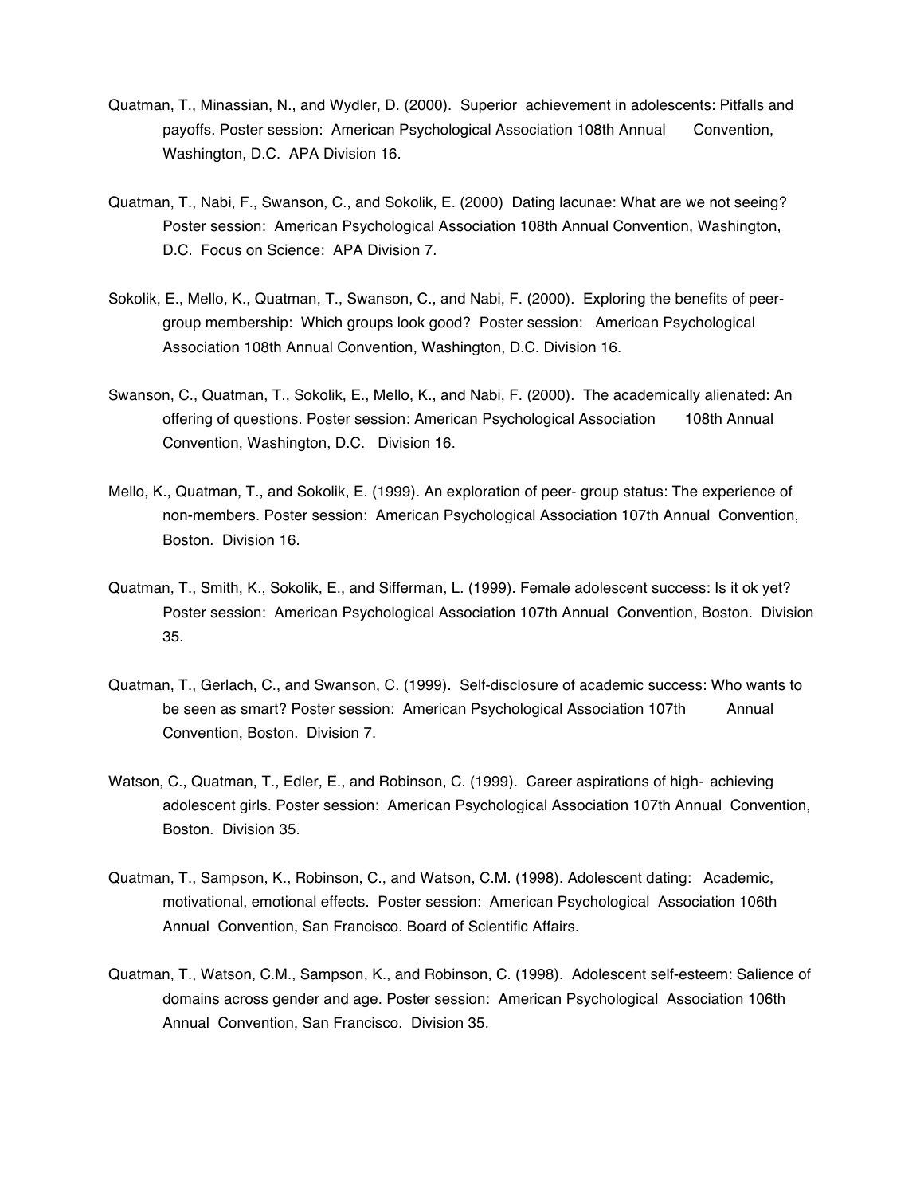Quatman, T., Minassian, N., and Wydler, D. (2000). Superior achievement in adolescents: Pitfalls and payoffs. Poster session: American Psychological Association 108th Annual Convention, Washington, D.C. APA Division 16.

Quatman, T., Nabi, F., Swanson, C., and Sokolik, E. (2000) Dating lacunae: What are we not seeing? Poster session: American Psychological Association 108th Annual Convention, Washington, D.C. Focus on Science: APA Division 7.

Sokolik, E., Mello, K., Quatman, T., Swanson, C., and Nabi, F. (2000). Exploring the benefits of peer-group membership: Which groups look good? Poster session: American Psychological Association 108th Annual Convention, Washington, D.C. Division 16.

Swanson, C., Quatman, T., Sokolik, E., Mello, K., and Nabi, F. (2000). The academically alienated: An offering of questions. Poster session: American Psychological Association 108th Annual Convention, Washington, D.C. Division 16.

Mello, K., Quatman, T., and Sokolik, E. (1999). An exploration of peer- group status: The experience of non-members. Poster session: American Psychological Association 107th Annual Convention, Boston. Division 16.

Quatman, T., Smith, K., Sokolik, E., and Sifferman, L. (1999). Female adolescent success: Is it ok yet? Poster session: American Psychological Association 107th Annual Convention, Boston. Division 35.

Quatman, T., Gerlach, C., and Swanson, C. (1999). Self-disclosure of academic success: Who wants to be seen as smart? Poster session: American Psychological Association 107th Annual Convention, Boston. Division 7.

Watson, C., Quatman, T., Edler, E., and Robinson, C. (1999). Career aspirations of high- achieving adolescent girls. Poster session: American Psychological Association 107th Annual Convention, Boston. Division 35.

Quatman, T., Sampson, K., Robinson, C., and Watson, C.M. (1998). Adolescent dating: Academic, motivational, emotional effects. Poster session: American Psychological Association 106th Annual Convention, San Francisco. Board of Scientific Affairs.

Quatman, T., Watson, C.M., Sampson, K., and Robinson, C. (1998). Adolescent self-esteem: Salience of domains across gender and age. Poster session: American Psychological Association 106th Annual Convention, San Francisco. Division 35.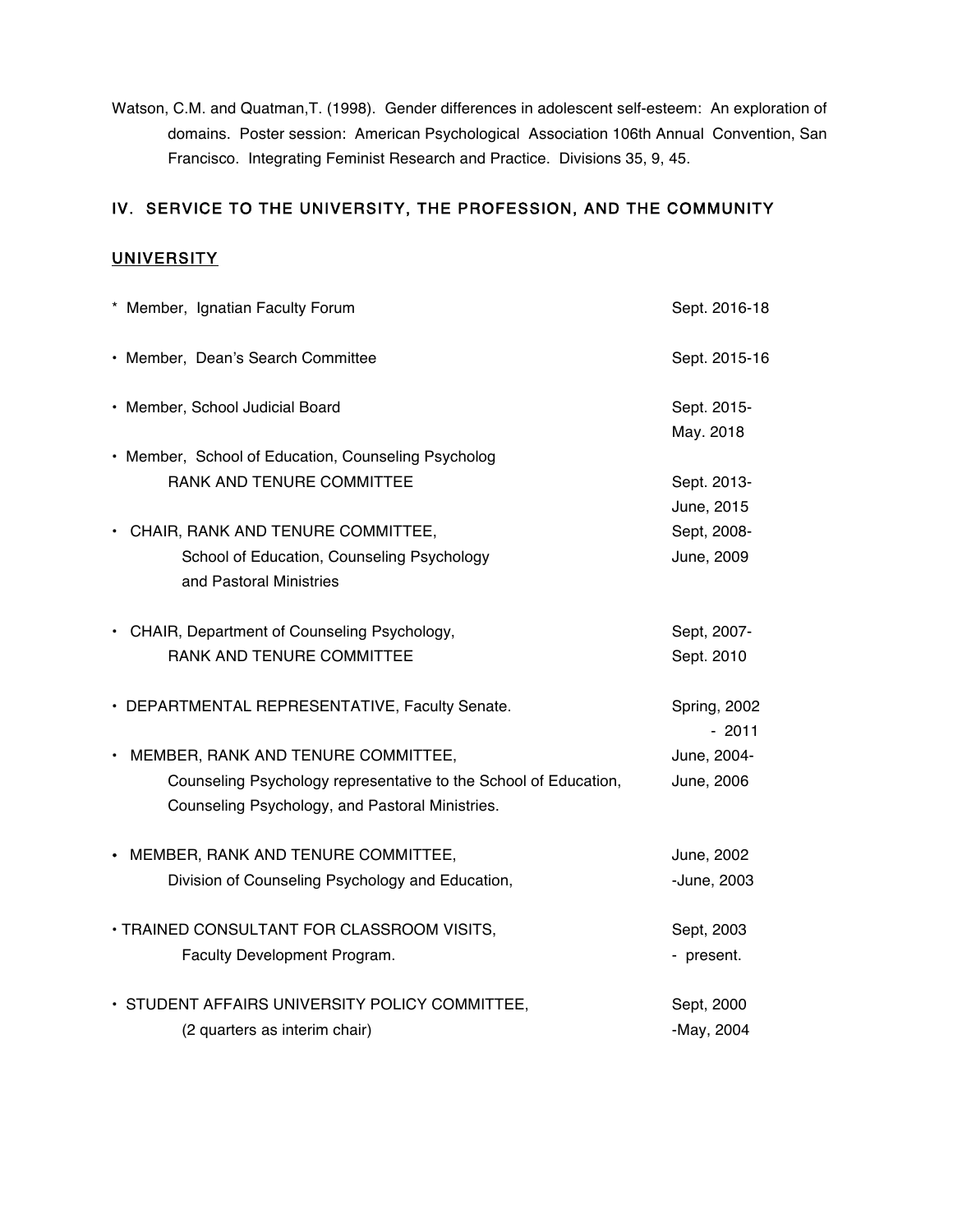Watson, C.M. and Quatman,T. (1998). Gender differences in adolescent self-esteem: An exploration of domains. Poster session: American Psychological Association 106th Annual Convention, San Francisco. Integrating Feminist Research and Practice. Divisions 35, 9, 45.

## IV. SERVICE TO THE UNIVERSITY, THE PROFESSION, AND THE COMMUNITY

### UNIVERSITY

| | |
|---|---|
| * Member, Ignatian Faculty Forum | Sept. 2016-18 |
| • Member, Dean's Search Committee | Sept. 2015-16 |
| • Member, School Judicial Board | Sept. 2015- May. 2018 |
| • Member, School of Education, Counseling Psycholog RANK AND TENURE COMMITTEE | Sept. 2013- June, 2015 |
| • CHAIR, RANK AND TENURE COMMITTEE, School of Education, Counseling Psychology and Pastoral Ministries | Sept, 2008- June, 2009 |
| • CHAIR, Department of Counseling Psychology, RANK AND TENURE COMMITTEE | Sept, 2007- Sept. 2010 |
| • DEPARTMENTAL REPRESENTATIVE, Faculty Senate. | Spring, 2002 - 2011 |
| • MEMBER, RANK AND TENURE COMMITTEE, Counseling Psychology representative to the School of Education, Counseling Psychology, and Pastoral Ministries. | June, 2004- June, 2006 |
| • MEMBER, RANK AND TENURE COMMITTEE, Division of Counseling Psychology and Education, | June, 2002 -June, 2003 |
| • TRAINED CONSULTANT FOR CLASSROOM VISITS, Faculty Development Program. | Sept, 2003 - present. |
| • STUDENT AFFAIRS UNIVERSITY POLICY COMMITTEE, (2 quarters as interim chair) | Sept, 2000 -May, 2004 |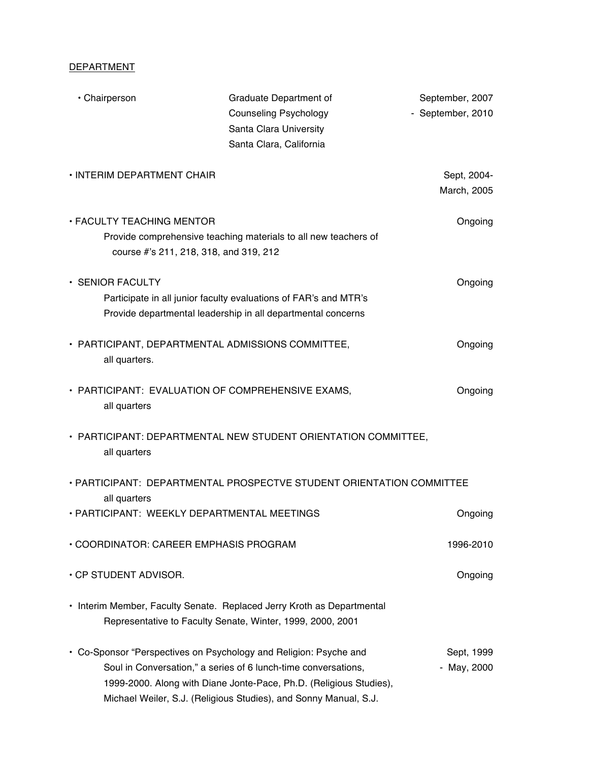DEPARTMENT

- Chairperson — Graduate Department of Counseling Psychology, Santa Clara University, Santa Clara, California — September, 2007 - September, 2010

- INTERIM DEPARTMENT CHAIR — Sept, 2004- March, 2005

- FACULTY TEACHING MENTOR — Ongoing
  Provide comprehensive teaching materials to all new teachers of course #'s 211, 218, 318, and 319, 212

- SENIOR FACULTY — Ongoing
  Participate in all junior faculty evaluations of FAR's and MTR's
  Provide departmental leadership in all departmental concerns

- PARTICIPANT, DEPARTMENTAL ADMISSIONS COMMITTEE, all quarters. — Ongoing

- PARTICIPANT: EVALUATION OF COMPREHENSIVE EXAMS, all quarters — Ongoing

- PARTICIPANT: DEPARTMENTAL NEW STUDENT ORIENTATION COMMITTEE, all quarters

- PARTICIPANT: DEPARTMENTAL PROSPECTVE STUDENT ORIENTATION COMMITTEE all quarters
- PARTICIPANT: WEEKLY DEPARTMENTAL MEETINGS — Ongoing

- COORDINATOR: CAREER EMPHASIS PROGRAM — 1996-2010

- CP STUDENT ADVISOR. — Ongoing

- Interim Member, Faculty Senate. Replaced Jerry Kroth as Departmental Representative to Faculty Senate, Winter, 1999, 2000, 2001

- Co-Sponsor "Perspectives on Psychology and Religion: Psyche and Soul in Conversation," a series of 6 lunch-time conversations, 1999-2000. Along with Diane Jonte-Pace, Ph.D. (Religious Studies), Michael Weiler, S.J. (Religious Studies), and Sonny Manual, S.J. — Sept, 1999 - May, 2000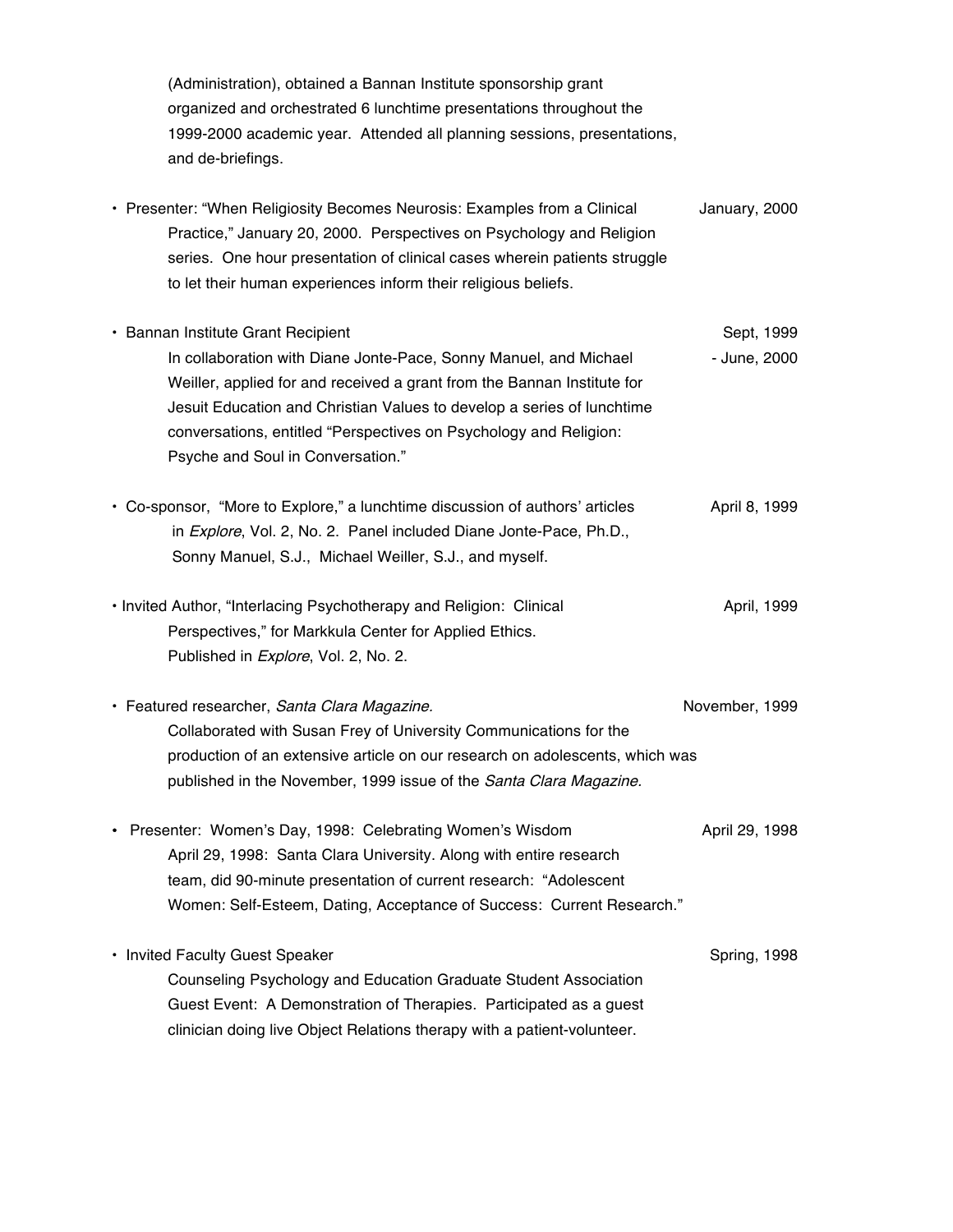(Administration), obtained a Bannan Institute sponsorship grant organized and orchestrated 6 lunchtime presentations throughout the 1999-2000 academic year. Attended all planning sessions, presentations, and de-briefings.

- Presenter: "When Religiosity Becomes Neurosis: Examples from a Clinical Practice," January 20, 2000. Perspectives on Psychology and Religion series. One hour presentation of clinical cases wherein patients struggle to let their human experiences inform their religious beliefs. — January, 2000

- Bannan Institute Grant Recipient — Sept, 1999 - June, 2000
  In collaboration with Diane Jonte-Pace, Sonny Manuel, and Michael Weiller, applied for and received a grant from the Bannan Institute for Jesuit Education and Christian Values to develop a series of lunchtime conversations, entitled "Perspectives on Psychology and Religion: Psyche and Soul in Conversation."

- Co-sponsor, "More to Explore," a lunchtime discussion of authors' articles in *Explore*, Vol. 2, No. 2. Panel included Diane Jonte-Pace, Ph.D., Sonny Manuel, S.J., Michael Weiller, S.J., and myself. — April 8, 1999

- Invited Author, "Interlacing Psychotherapy and Religion: Clinical Perspectives," for Markkula Center for Applied Ethics. Published in *Explore*, Vol. 2, No. 2. — April, 1999

- Featured researcher, *Santa Clara Magazine.* — November, 1999
  Collaborated with Susan Frey of University Communications for the production of an extensive article on our research on adolescents, which was published in the November, 1999 issue of the *Santa Clara Magazine.*

- Presenter: Women's Day, 1998: Celebrating Women's Wisdom — April 29, 1998
  April 29, 1998: Santa Clara University. Along with entire research team, did 90-minute presentation of current research: "Adolescent Women: Self-Esteem, Dating, Acceptance of Success: Current Research."

- Invited Faculty Guest Speaker — Spring, 1998
  Counseling Psychology and Education Graduate Student Association Guest Event: A Demonstration of Therapies. Participated as a guest clinician doing live Object Relations therapy with a patient-volunteer.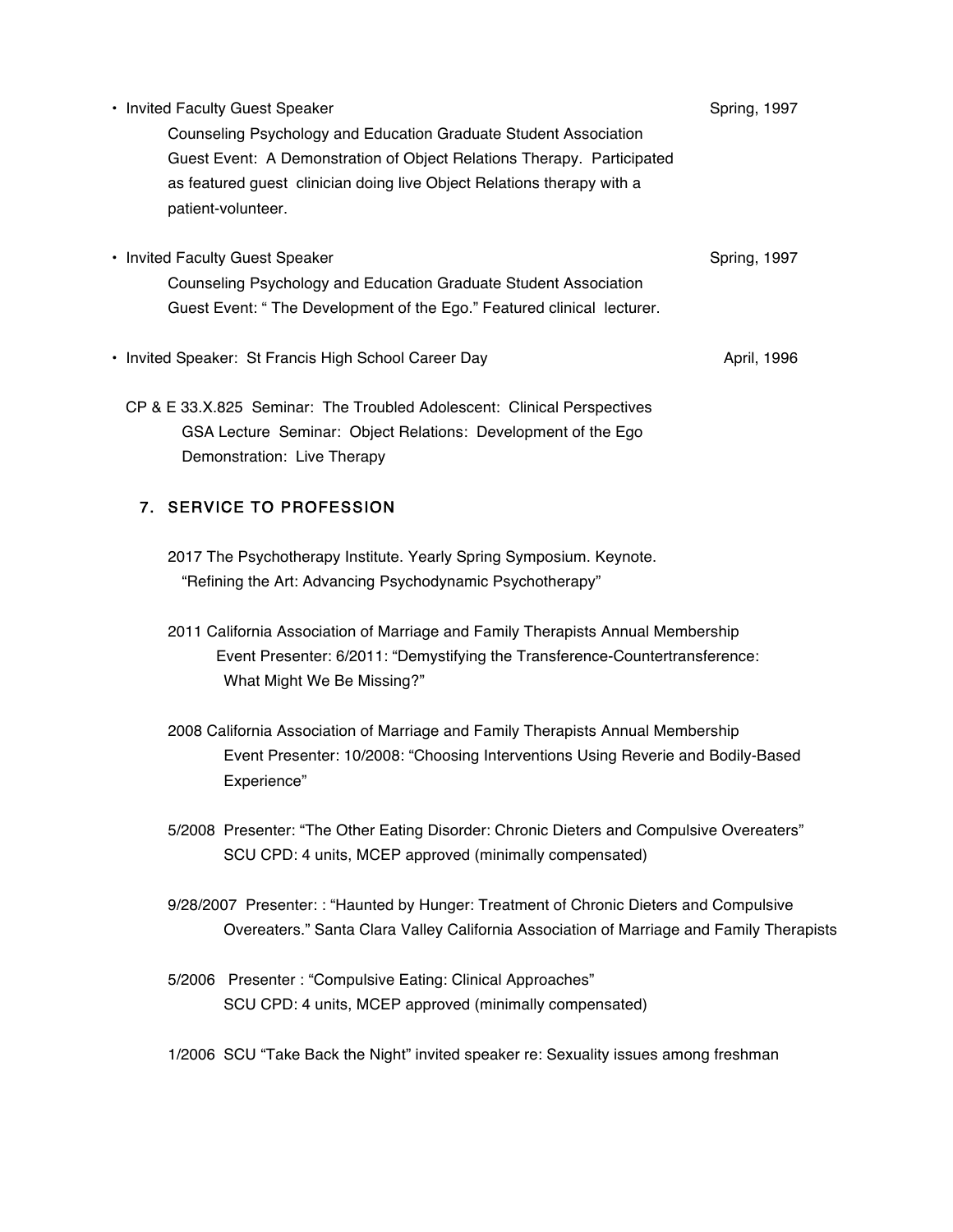- Invited Faculty Guest Speaker — Spring, 1997
  Counseling Psychology and Education Graduate Student Association
  Guest Event: A Demonstration of Object Relations Therapy. Participated as featured guest clinician doing live Object Relations therapy with a patient-volunteer.

- Invited Faculty Guest Speaker — Spring, 1997
  Counseling Psychology and Education Graduate Student Association
  Guest Event: " The Development of the Ego." Featured clinical lecturer.

- Invited Speaker: St Francis High School Career Day — April, 1996

CP & E 33.X.825 Seminar: The Troubled Adolescent: Clinical Perspectives
GSA Lecture Seminar: Object Relations: Development of the Ego
Demonstration: Live Therapy

## 7. SERVICE TO PROFESSION

2017 The Psychotherapy Institute. Yearly Spring Symposium. Keynote.
"Refining the Art: Advancing Psychodynamic Psychotherapy"

2011 California Association of Marriage and Family Therapists Annual Membership
Event Presenter: 6/2011: "Demystifying the Transference-Countertransference: What Might We Be Missing?"

2008 California Association of Marriage and Family Therapists Annual Membership
Event Presenter: 10/2008: "Choosing Interventions Using Reverie and Bodily-Based Experience"

5/2008 Presenter: "The Other Eating Disorder: Chronic Dieters and Compulsive Overeaters"
SCU CPD: 4 units, MCEP approved (minimally compensated)

9/28/2007 Presenter: : "Haunted by Hunger: Treatment of Chronic Dieters and Compulsive Overeaters." Santa Clara Valley California Association of Marriage and Family Therapists

5/2006 Presenter : "Compulsive Eating: Clinical Approaches"
SCU CPD: 4 units, MCEP approved (minimally compensated)

1/2006 SCU "Take Back the Night" invited speaker re: Sexuality issues among freshman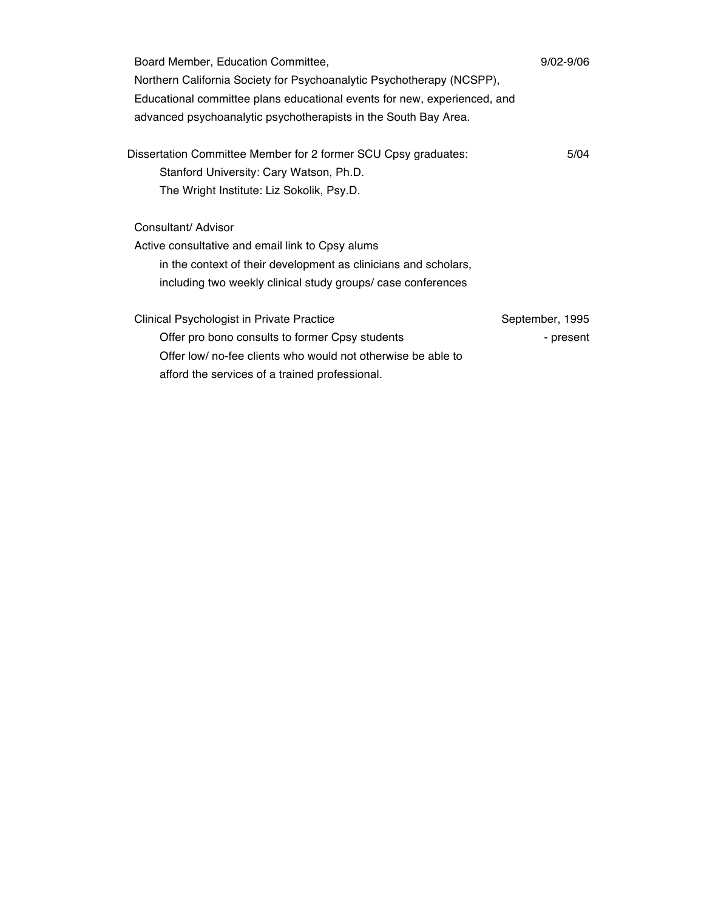Board Member, Education Committee, 9/02-9/06

Northern California Society for Psychoanalytic Psychotherapy (NCSPP),
Educational committee plans educational events for new, experienced, and advanced psychoanalytic psychotherapists in the South Bay Area.

Dissertation Committee Member for 2 former SCU Cpsy graduates: 5/04

Stanford University: Cary Watson, Ph.D.
The Wright Institute: Liz Sokolik, Psy.D.

Consultant/ Advisor

Active consultative and email link to Cpsy alums
in the context of their development as clinicians and scholars, including two weekly clinical study groups/ case conferences

Clinical Psychologist in Private Practice September, 1995 - present

Offer pro bono consults to former Cpsy students
Offer low/ no-fee clients who would not otherwise be able to afford the services of a trained professional.